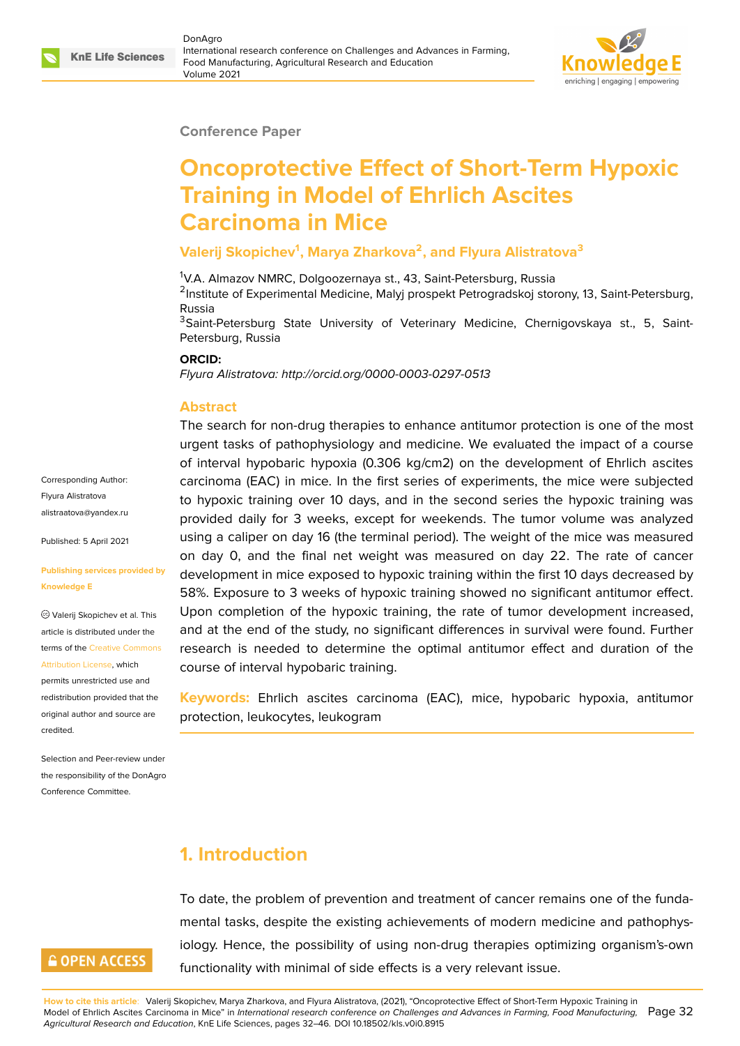Conference Paper

# Oncoprotective Effect of Short-Term Hypoxic Training in Model of Ehrlich Ascites Carcinoma in Mice

**Valerij Skopichev[1], Marya Zharkova[2], and Flyura Alistratova[3]**

[1]V.A. Almazov NMRC, Dolgoozernaya st., 43, Saint-Petersburg, Russia
[2]Institute of Experimental Medicine, Malyj prospekt Petrogradskoj storony, 13, Saint-Petersburg, Russia
[3]Saint-Petersburg State University of Veterinary Medicine, Chernigovskaya st., 5, Saint-Petersburg, Russia

**ORCID:**
*Flyura Alistratova: http://orcid.org/0000-0003-0297-0513*

Corresponding Author: Flyura Alistratova alistraatova@yandex.ru

Published: 5 April 2021

Publishing services provided by Knowledge E

Valerij Skopichev et al. This article is distributed under the terms of the Creative Commons Attribution License, which permits unrestricted use and redistribution provided that the original author and source are credited.

Selection and Peer-review under the responsibility of the DonAgro Conference Committee.

## Abstract

The search for non-drug therapies to enhance antitumor protection is one of the most urgent tasks of pathophysiology and medicine. We evaluated the impact of a course of interval hypobaric hypoxia (0.306 kg/cm2) on the development of Ehrlich ascites carcinoma (EAC) in mice. In the first series of experiments, the mice were subjected to hypoxic training over 10 days, and in the second series the hypoxic training was provided daily for 3 weeks, except for weekends. The tumor volume was analyzed using a caliper on day 16 (the terminal period). The weight of the mice was measured on day 0, and the final net weight was measured on day 22. The rate of cancer development in mice exposed to hypoxic training within the first 10 days decreased by 58%. Exposure to 3 weeks of hypoxic training showed no significant antitumor effect. Upon completion of the hypoxic training, the rate of tumor development increased, and at the end of the study, no significant differences in survival were found. Further research is needed to determine the optimal antitumor effect and duration of the course of interval hypobaric training.

**Keywords:** Ehrlich ascites carcinoma (EAC), mice, hypobaric hypoxia, antitumor protection, leukocytes, leukogram

## 1. Introduction

To date, the problem of prevention and treatment of cancer remains one of the fundamental tasks, despite the existing achievements of modern medicine and pathophysiology. Hence, the possibility of using non-drug therapies optimizing organism's-own functionality with minimal of side effects is a very relevant issue.

**How to cite this article:** Valerij Skopichev, Marya Zharkova, and Flyura Alistratova, (2021), "Oncoprotective Effect of Short-Term Hypoxic Training in Model of Ehrlich Ascites Carcinoma in Mice" in *International research conference on Challenges and Advances in Farming, Food Manufacturing, Agricultural Research and Education*, KnE Life Sciences, pages 32–46. DOI 10.18502/kls.v0i0.8915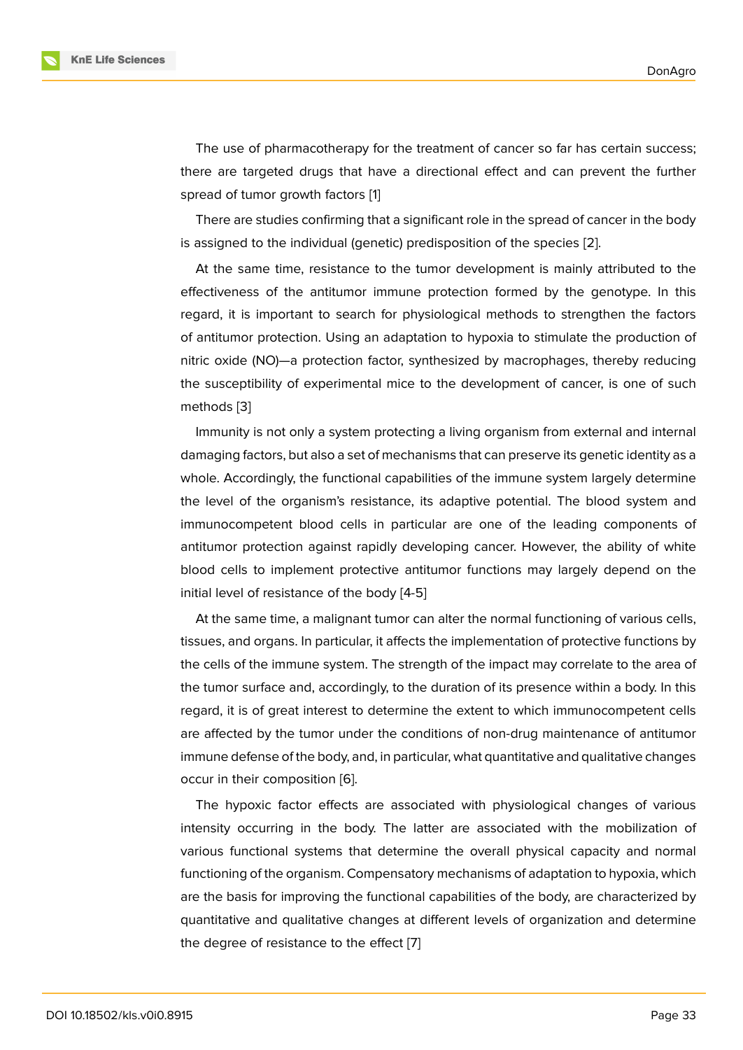The use of pharmacotherapy for the treatment of cancer so far has certain success; there are targeted drugs that have a directional effect and can prevent the further spread of tumor growth factors [1]

There are studies confirming that a significant role in the spread of cancer in the body is assigned to the individual (genetic) predisposition of the species [2].

At the same time, resistance to the tumor development is mainly attributed to the effectiveness of the antitumor immune protection formed by the genotype. In this regard, it is important to search for physiological methods to strengthen the factors of antitumor protection. Using an adaptation to hypoxia to stimulate the production of nitric oxide (NO)—a protection factor, synthesized by macrophages, thereby reducing the susceptibility of experimental mice to the development of cancer, is one of such methods [3]

Immunity is not only a system protecting a living organism from external and internal damaging factors, but also a set of mechanisms that can preserve its genetic identity as a whole. Accordingly, the functional capabilities of the immune system largely determine the level of the organism's resistance, its adaptive potential. The blood system and immunocompetent blood cells in particular are one of the leading components of antitumor protection against rapidly developing cancer. However, the ability of white blood cells to implement protective antitumor functions may largely depend on the initial level of resistance of the body [4-5]

At the same time, a malignant tumor can alter the normal functioning of various cells, tissues, and organs. In particular, it affects the implementation of protective functions by the cells of the immune system. The strength of the impact may correlate to the area of the tumor surface and, accordingly, to the duration of its presence within a body. In this regard, it is of great interest to determine the extent to which immunocompetent cells are affected by the tumor under the conditions of non-drug maintenance of antitumor immune defense of the body, and, in particular, what quantitative and qualitative changes occur in their composition [6].

The hypoxic factor effects are associated with physiological changes of various intensity occurring in the body. The latter are associated with the mobilization of various functional systems that determine the overall physical capacity and normal functioning of the organism. Compensatory mechanisms of adaptation to hypoxia, which are the basis for improving the functional capabilities of the body, are characterized by quantitative and qualitative changes at different levels of organization and determine the degree of resistance to the effect [7]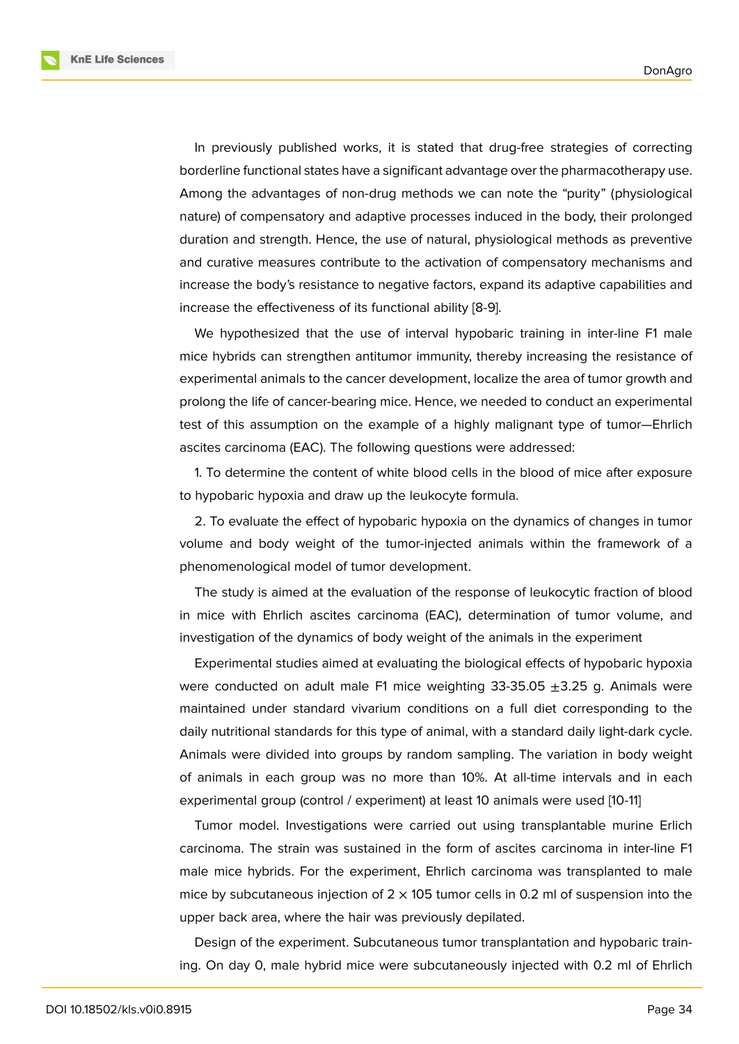In previously published works, it is stated that drug-free strategies of correcting borderline functional states have a significant advantage over the pharmacotherapy use. Among the advantages of non-drug methods we can note the "purity" (physiological nature) of compensatory and adaptive processes induced in the body, their prolonged duration and strength. Hence, the use of natural, physiological methods as preventive and curative measures contribute to the activation of compensatory mechanisms and increase the body's resistance to negative factors, expand its adaptive capabilities and increase the effectiveness of its functional ability [8-9].

We hypothesized that the use of interval hypobaric training in inter-line F1 male mice hybrids can strengthen antitumor immunity, thereby increasing the resistance of experimental animals to the cancer development, localize the area of tumor growth and prolong the life of cancer-bearing mice. Hence, we needed to conduct an experimental test of this assumption on the example of a highly malignant type of tumor—Ehrlich ascites carcinoma (EAC). The following questions were addressed:

1. To determine the content of white blood cells in the blood of mice after exposure to hypobaric hypoxia and draw up the leukocyte formula.

2. To evaluate the effect of hypobaric hypoxia on the dynamics of changes in tumor volume and body weight of the tumor-injected animals within the framework of a phenomenological model of tumor development.

The study is aimed at the evaluation of the response of leukocytic fraction of blood in mice with Ehrlich ascites carcinoma (EAC), determination of tumor volume, and investigation of the dynamics of body weight of the animals in the experiment

Experimental studies aimed at evaluating the biological effects of hypobaric hypoxia were conducted on adult male F1 mice weighting 33-35.05 $\pm$3.25 g. Animals were maintained under standard vivarium conditions on a full diet corresponding to the daily nutritional standards for this type of animal, with a standard daily light-dark cycle. Animals were divided into groups by random sampling. The variation in body weight of animals in each group was no more than 10%. At all-time intervals and in each experimental group (control / experiment) at least 10 animals were used [10-11]

Tumor model. Investigations were carried out using transplantable murine Erlich carcinoma. The strain was sustained in the form of ascites carcinoma in inter-line F1 male mice hybrids. For the experiment, Ehrlich carcinoma was transplanted to male mice by subcutaneous injection of $2 \times 105$ tumor cells in 0.2 ml of suspension into the upper back area, where the hair was previously depilated.

Design of the experiment. Subcutaneous tumor transplantation and hypobaric training. On day 0, male hybrid mice were subcutaneously injected with 0.2 ml of Ehrlich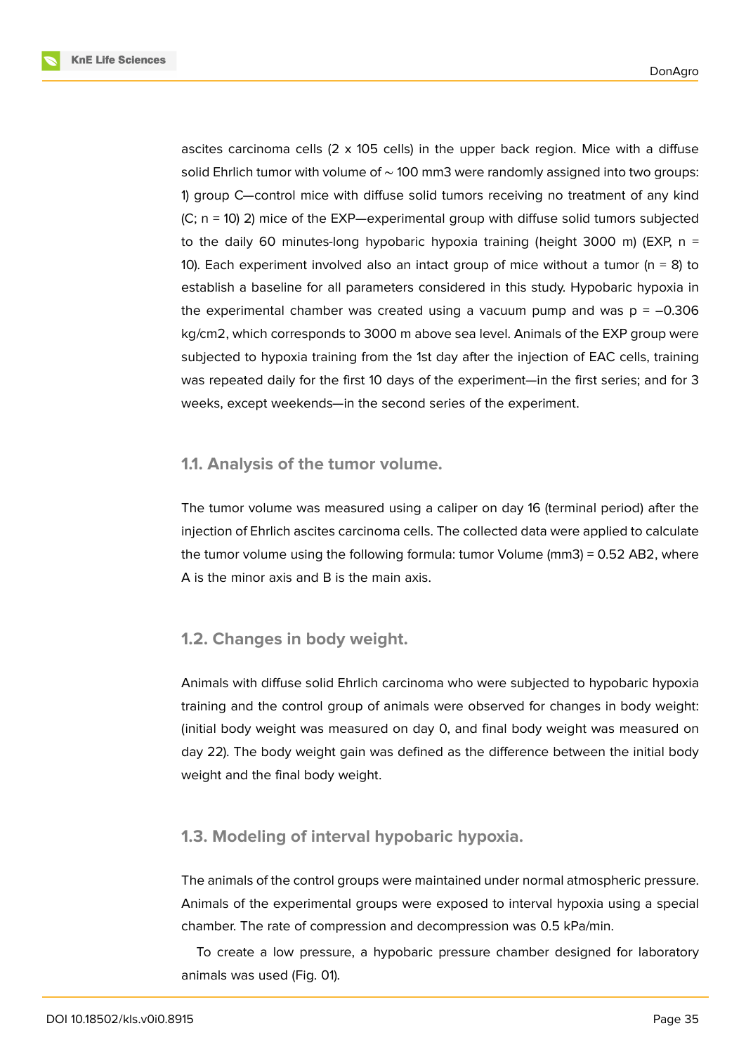ascites carcinoma cells (2 x 105 cells) in the upper back region. Mice with a diffuse solid Ehrlich tumor with volume of ~ 100 mm3 were randomly assigned into two groups: 1) group C—control mice with diffuse solid tumors receiving no treatment of any kind (C; n = 10) 2) mice of the EXP—experimental group with diffuse solid tumors subjected to the daily 60 minutes-long hypobaric hypoxia training (height 3000 m) (EXP, n = 10). Each experiment involved also an intact group of mice without a tumor (n = 8) to establish a baseline for all parameters considered in this study. Hypobaric hypoxia in the experimental chamber was created using a vacuum pump and was p = –0.306 kg/cm2, which corresponds to 3000 m above sea level. Animals of the EXP group were subjected to hypoxia training from the 1st day after the injection of EAC cells, training was repeated daily for the first 10 days of the experiment—in the first series; and for 3 weeks, except weekends—in the second series of the experiment.

## 1.1. Analysis of the tumor volume.

The tumor volume was measured using a caliper on day 16 (terminal period) after the injection of Ehrlich ascites carcinoma cells. The collected data were applied to calculate the tumor volume using the following formula: tumor Volume (mm3) = 0.52 AB2, where A is the minor axis and B is the main axis.

## 1.2. Changes in body weight.

Animals with diffuse solid Ehrlich carcinoma who were subjected to hypobaric hypoxia training and the control group of animals were observed for changes in body weight: (initial body weight was measured on day 0, and final body weight was measured on day 22). The body weight gain was defined as the difference between the initial body weight and the final body weight.

## 1.3. Modeling of interval hypobaric hypoxia.

The animals of the control groups were maintained under normal atmospheric pressure. Animals of the experimental groups were exposed to interval hypoxia using a special chamber. The rate of compression and decompression was 0.5 kPa/min.

To create a low pressure, a hypobaric pressure chamber designed for laboratory animals was used (Fig. 01).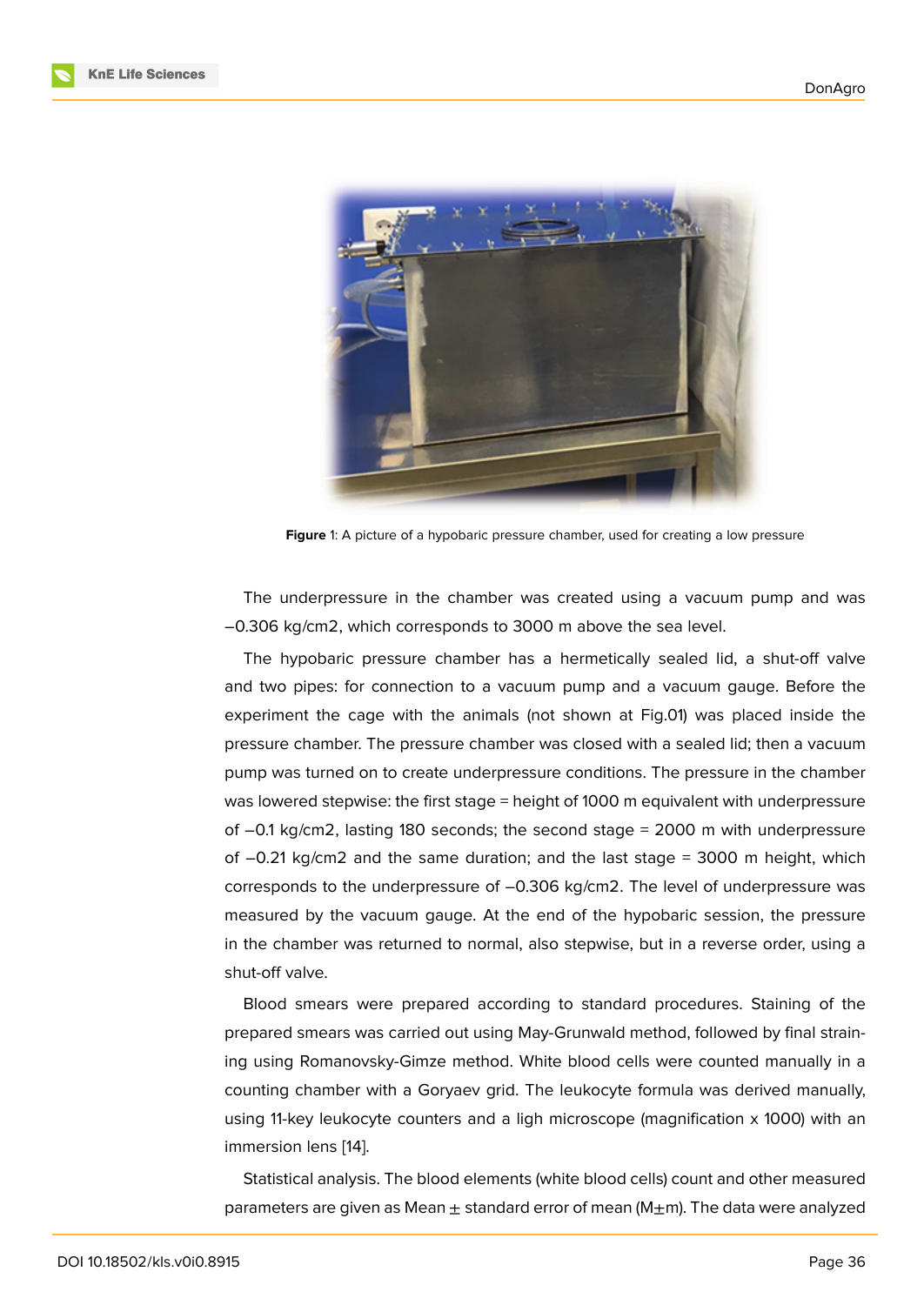Figure 1: A picture of a hypobaric pressure chamber, used for creating a low pressure

The underpressure in the chamber was created using a vacuum pump and was –0.306 kg/cm2, which corresponds to 3000 m above the sea level.

The hypobaric pressure chamber has a hermetically sealed lid, a shut-off valve and two pipes: for connection to a vacuum pump and a vacuum gauge. Before the experiment the cage with the animals (not shown at Fig.01) was placed inside the pressure chamber. The pressure chamber was closed with a sealed lid; then a vacuum pump was turned on to create underpressure conditions. The pressure in the chamber was lowered stepwise: the first stage = height of 1000 m equivalent with underpressure of –0.1 kg/cm2, lasting 180 seconds; the second stage = 2000 m with underpressure of –0.21 kg/cm2 and the same duration; and the last stage = 3000 m height, which corresponds to the underpressure of –0.306 kg/cm2. The level of underpressure was measured by the vacuum gauge. At the end of the hypobaric session, the pressure in the chamber was returned to normal, also stepwise, but in a reverse order, using a shut-off valve.

Blood smears were prepared according to standard procedures. Staining of the prepared smears was carried out using May-Grunwald method, followed by final straining using Romanovsky-Gimze method. White blood cells were counted manually in a counting chamber with a Goryaev grid. The leukocyte formula was derived manually, using 11-key leukocyte counters and a ligh microscope (magnification x 1000) with an immersion lens [14].

Statistical analysis. The blood elements (white blood cells) count and other measured parameters are given as Mean ± standard error of mean (M±m). The data were analyzed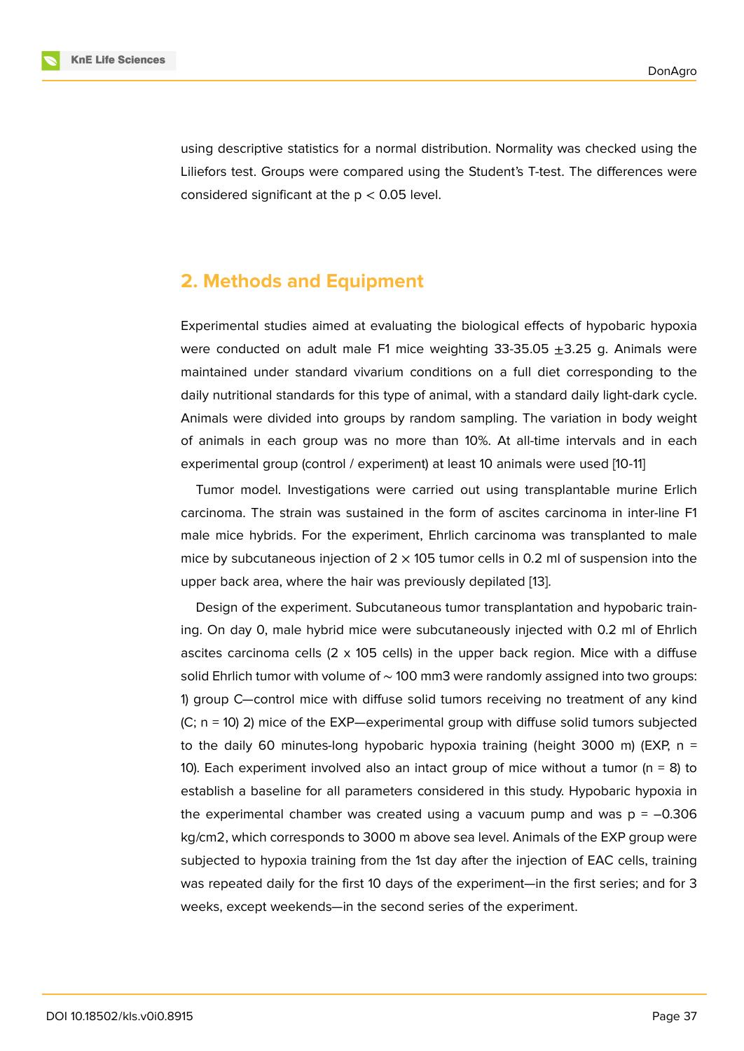using descriptive statistics for a normal distribution. Normality was checked using the Liliefors test. Groups were compared using the Student's T-test. The differences were considered significant at the $p < 0.05$ level.

## 2. Methods and Equipment

Experimental studies aimed at evaluating the biological effects of hypobaric hypoxia were conducted on adult male F1 mice weighting 33-35.05 $\pm$3.25 g. Animals were maintained under standard vivarium conditions on a full diet corresponding to the daily nutritional standards for this type of animal, with a standard daily light-dark cycle. Animals were divided into groups by random sampling. The variation in body weight of animals in each group was no more than 10%. At all-time intervals and in each experimental group (control / experiment) at least 10 animals were used [10-11]

Tumor model. Investigations were carried out using transplantable murine Erlich carcinoma. The strain was sustained in the form of ascites carcinoma in inter-line F1 male mice hybrids. For the experiment, Ehrlich carcinoma was transplanted to male mice by subcutaneous injection of $2 \times 105$ tumor cells in 0.2 ml of suspension into the upper back area, where the hair was previously depilated [13].

Design of the experiment. Subcutaneous tumor transplantation and hypobaric training. On day 0, male hybrid mice were subcutaneously injected with 0.2 ml of Ehrlich ascites carcinoma cells (2 x 105 cells) in the upper back region. Mice with a diffuse solid Ehrlich tumor with volume of $\sim$ 100 mm3 were randomly assigned into two groups: 1) group C—control mice with diffuse solid tumors receiving no treatment of any kind (C; n = 10) 2) mice of the EXP—experimental group with diffuse solid tumors subjected to the daily 60 minutes-long hypobaric hypoxia training (height 3000 m) (EXP, n = 10). Each experiment involved also an intact group of mice without a tumor (n = 8) to establish a baseline for all parameters considered in this study. Hypobaric hypoxia in the experimental chamber was created using a vacuum pump and was p = –0.306 kg/cm2, which corresponds to 3000 m above sea level. Animals of the EXP group were subjected to hypoxia training from the 1st day after the injection of EAC cells, training was repeated daily for the first 10 days of the experiment—in the first series; and for 3 weeks, except weekends—in the second series of the experiment.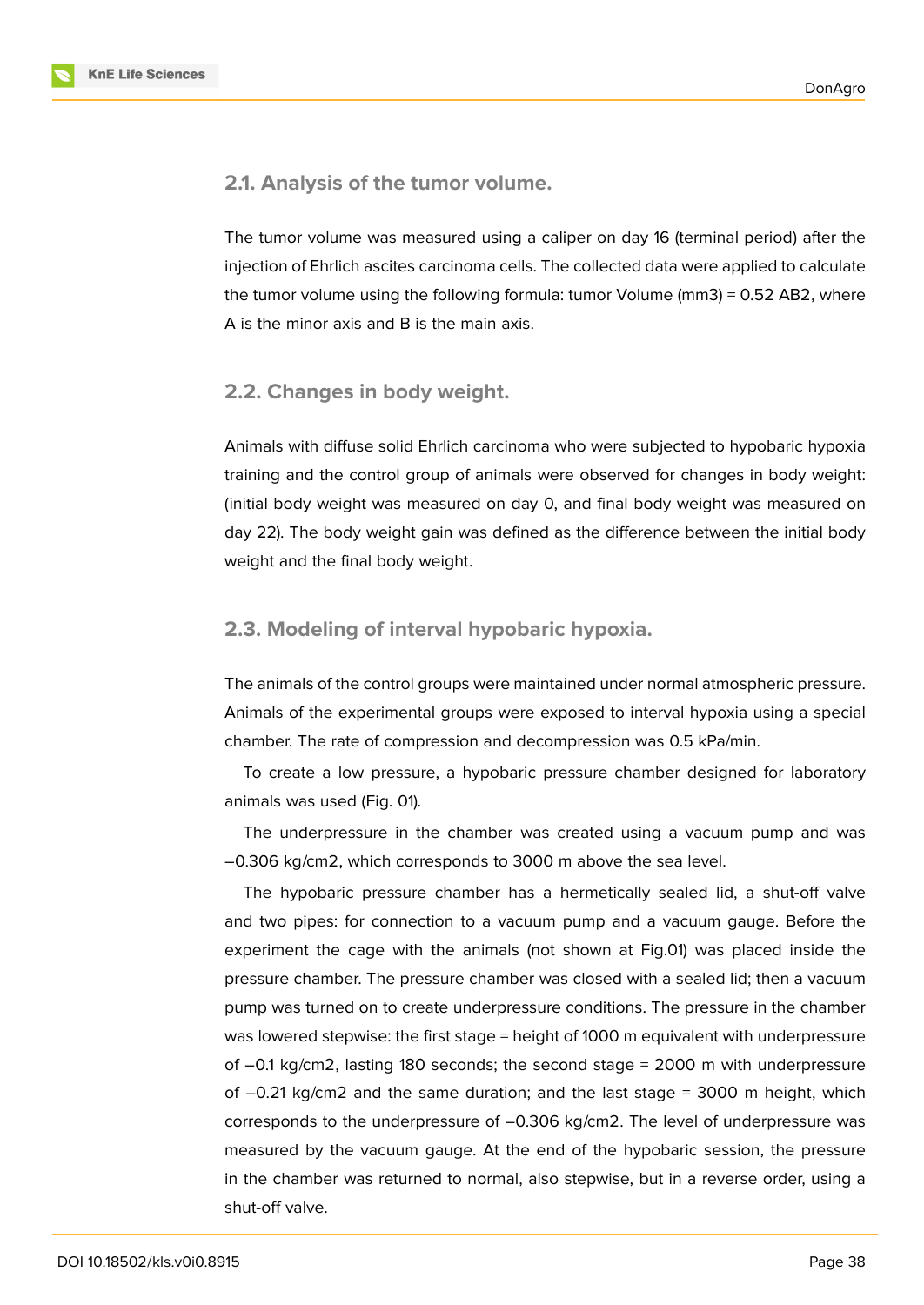## 2.1. Analysis of the tumor volume.

The tumor volume was measured using a caliper on day 16 (terminal period) after the injection of Ehrlich ascites carcinoma cells. The collected data were applied to calculate the tumor volume using the following formula: tumor Volume ($mm^3$) = 0.52 $AB^2$, where A is the minor axis and B is the main axis.

## 2.2. Changes in body weight.

Animals with diffuse solid Ehrlich carcinoma who were subjected to hypobaric hypoxia training and the control group of animals were observed for changes in body weight: (initial body weight was measured on day 0, and final body weight was measured on day 22). The body weight gain was defined as the difference between the initial body weight and the final body weight.

## 2.3. Modeling of interval hypobaric hypoxia.

The animals of the control groups were maintained under normal atmospheric pressure. Animals of the experimental groups were exposed to interval hypoxia using a special chamber. The rate of compression and decompression was 0.5 kPa/min.

To create a low pressure, a hypobaric pressure chamber designed for laboratory animals was used (Fig. 01).

The underpressure in the chamber was created using a vacuum pump and was –0.306 kg/$cm^2$, which corresponds to 3000 m above the sea level.

The hypobaric pressure chamber has a hermetically sealed lid, a shut-off valve and two pipes: for connection to a vacuum pump and a vacuum gauge. Before the experiment the cage with the animals (not shown at Fig.01) was placed inside the pressure chamber. The pressure chamber was closed with a sealed lid; then a vacuum pump was turned on to create underpressure conditions. The pressure in the chamber was lowered stepwise: the first stage = height of 1000 m equivalent with underpressure of –0.1 kg/$cm^2$, lasting 180 seconds; the second stage = 2000 m with underpressure of –0.21 kg/$cm^2$ and the same duration; and the last stage = 3000 m height, which corresponds to the underpressure of –0.306 kg/$cm^2$. The level of underpressure was measured by the vacuum gauge. At the end of the hypobaric session, the pressure in the chamber was returned to normal, also stepwise, but in a reverse order, using a shut-off valve.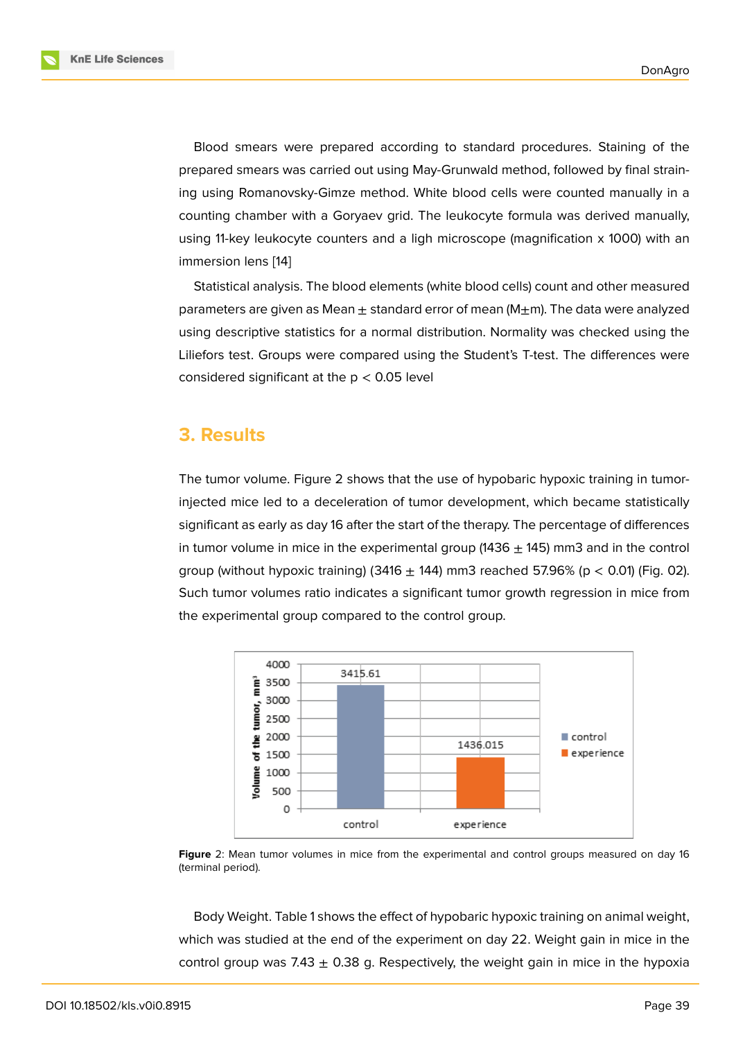Blood smears were prepared according to standard procedures. Staining of the prepared smears was carried out using May-Grunwald method, followed by final straining using Romanovsky-Gimze method. White blood cells were counted manually in a counting chamber with a Goryaev grid. The leukocyte formula was derived manually, using 11-key leukocyte counters and a ligh microscope (magnification x 1000) with an immersion lens [14]

Statistical analysis. The blood elements (white blood cells) count and other measured parameters are given as Mean ± standard error of mean (M±m). The data were analyzed using descriptive statistics for a normal distribution. Normality was checked using the Liliefors test. Groups were compared using the Student's T-test. The differences were considered significant at the $p < 0.05$ level

## 3. Results

The tumor volume. Figure 2 shows that the use of hypobaric hypoxic training in tumor-injected mice led to a deceleration of tumor development, which became statistically significant as early as day 16 after the start of the therapy. The percentage of differences in tumor volume in mice in the experimental group (1436 ± 145) mm3 and in the control group (without hypoxic training) (3416 ± 144) mm3 reached 57.96% ($p < 0.01$) (Fig. 02). Such tumor volumes ratio indicates a significant tumor growth regression in mice from the experimental group compared to the control group.

**Figure** 2: Mean tumor volumes in mice from the experimental and control groups measured on day 16 (terminal period).

Body Weight. Table 1 shows the effect of hypobaric hypoxic training on animal weight, which was studied at the end of the experiment on day 22. Weight gain in mice in the control group was 7.43 ± 0.38 g. Respectively, the weight gain in mice in the hypoxia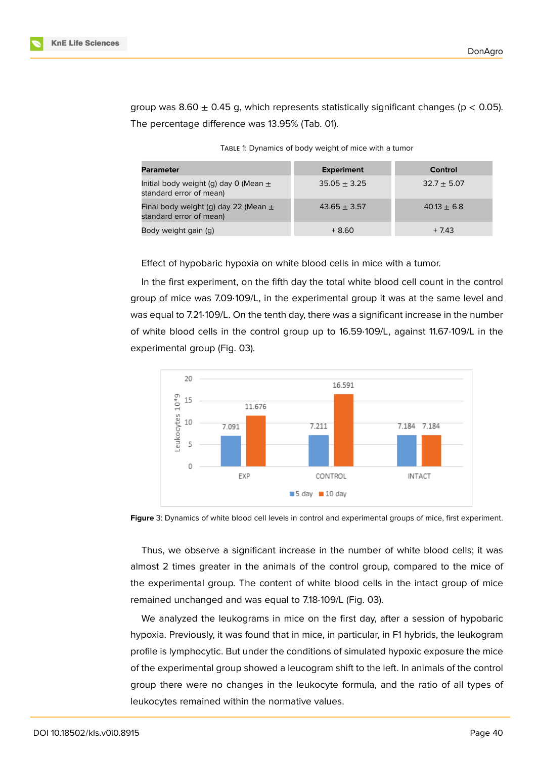group was 8.60 ± 0.45 g, which represents statistically significant changes ($p < 0.05$). The percentage difference was 13.95% (Tab. 01).

Table 1: Dynamics of body weight of mice with a tumor

| Parameter | Experiment | Control |
|---|---|---|
| Initial body weight (g) day 0 (Mean ± standard error of mean) | 35.05 ± 3.25 | 32.7 ± 5.07 |
| Final body weight (g) day 22 (Mean ± standard error of mean) | 43.65 ± 3.57 | 40.13 ± 6.8 |
| Body weight gain (g) | + 8.60 | + 7.43 |

Effect of hypobaric hypoxia on white blood cells in mice with a tumor.

In the first experiment, on the fifth day the total white blood cell count in the control group of mice was 7.09·109/L, in the experimental group it was at the same level and was equal to 7.21·109/L. On the tenth day, there was a significant increase in the number of white blood cells in the control group up to 16.59·109/L, against 11.67·109/L in the experimental group (Fig. 03).

**Figure** 3: Dynamics of white blood cell levels in control and experimental groups of mice, first experiment.

Thus, we observe a significant increase in the number of white blood cells; it was almost 2 times greater in the animals of the control group, compared to the mice of the experimental group. The content of white blood cells in the intact group of mice remained unchanged and was equal to 7.18·109/L (Fig. 03).

We analyzed the leukograms in mice on the first day, after a session of hypobaric hypoxia. Previously, it was found that in mice, in particular, in F1 hybrids, the leukogram profile is lymphocytic. But under the conditions of simulated hypoxic exposure the mice of the experimental group showed a leucogram shift to the left. In animals of the control group there were no changes in the leukocyte formula, and the ratio of all types of leukocytes remained within the normative values.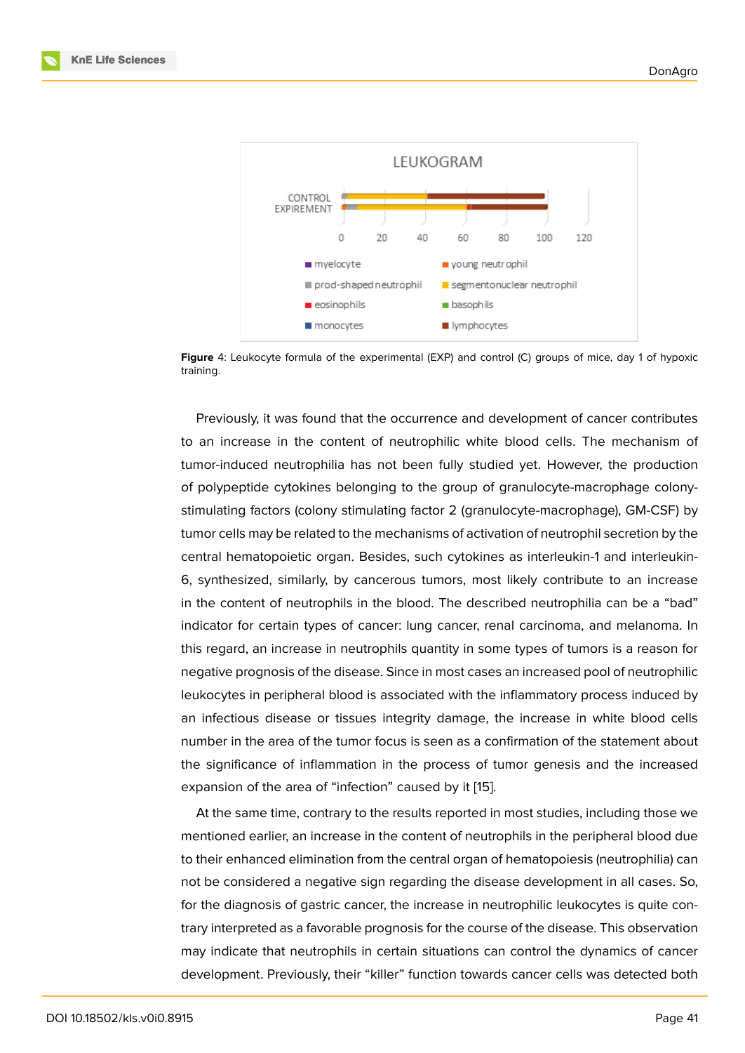**Figure** 4: Leukocyte formula of the experimental (EXP) and control (C) groups of mice, day 1 of hypoxic training.

Previously, it was found that the occurrence and development of cancer contributes to an increase in the content of neutrophilic white blood cells. The mechanism of tumor-induced neutrophilia has not been fully studied yet. However, the production of polypeptide cytokines belonging to the group of granulocyte-macrophage colony-stimulating factors (colony stimulating factor 2 (granulocyte-macrophage), GM-CSF) by tumor cells may be related to the mechanisms of activation of neutrophil secretion by the central hematopoietic organ. Besides, such cytokines as interleukin-1 and interleukin-6, synthesized, similarly, by cancerous tumors, most likely contribute to an increase in the content of neutrophils in the blood. The described neutrophilia can be a “bad” indicator for certain types of cancer: lung cancer, renal carcinoma, and melanoma. In this regard, an increase in neutrophils quantity in some types of tumors is a reason for negative prognosis of the disease. Since in most cases an increased pool of neutrophilic leukocytes in peripheral blood is associated with the inflammatory process induced by an infectious disease or tissues integrity damage, the increase in white blood cells number in the area of the tumor focus is seen as a confirmation of the statement about the significance of inflammation in the process of tumor genesis and the increased expansion of the area of “infection” caused by it [15].

At the same time, contrary to the results reported in most studies, including those we mentioned earlier, an increase in the content of neutrophils in the peripheral blood due to their enhanced elimination from the central organ of hematopoiesis (neutrophilia) can not be considered a negative sign regarding the disease development in all cases. So, for the diagnosis of gastric cancer, the increase in neutrophilic leukocytes is quite contrary interpreted as a favorable prognosis for the course of the disease. This observation may indicate that neutrophils in certain situations can control the dynamics of cancer development. Previously, their “killer” function towards cancer cells was detected both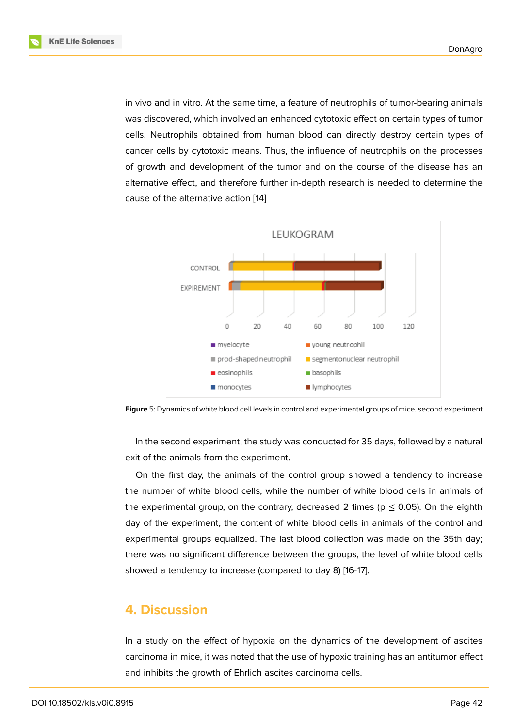in vivo and in vitro. At the same time, a feature of neutrophils of tumor-bearing animals was discovered, which involved an enhanced cytotoxic effect on certain types of tumor cells. Neutrophils obtained from human blood can directly destroy certain types of cancer cells by cytotoxic means. Thus, the influence of neutrophils on the processes of growth and development of the tumor and on the course of the disease has an alternative effect, and therefore further in-depth research is needed to determine the cause of the alternative action [14]

**Figure** 5: Dynamics of white blood cell levels in control and experimental groups of mice, second experiment

In the second experiment, the study was conducted for 35 days, followed by a natural exit of the animals from the experiment.

On the first day, the animals of the control group showed a tendency to increase the number of white blood cells, while the number of white blood cells in animals of the experimental group, on the contrary, decreased 2 times ($p \leq 0.05$). On the eighth day of the experiment, the content of white blood cells in animals of the control and experimental groups equalized. The last blood collection was made on the 35th day; there was no significant difference between the groups, the level of white blood cells showed a tendency to increase (compared to day 8) [16-17].

## 4. Discussion

In a study on the effect of hypoxia on the dynamics of the development of ascites carcinoma in mice, it was noted that the use of hypoxic training has an antitumor effect and inhibits the growth of Ehrlich ascites carcinoma cells.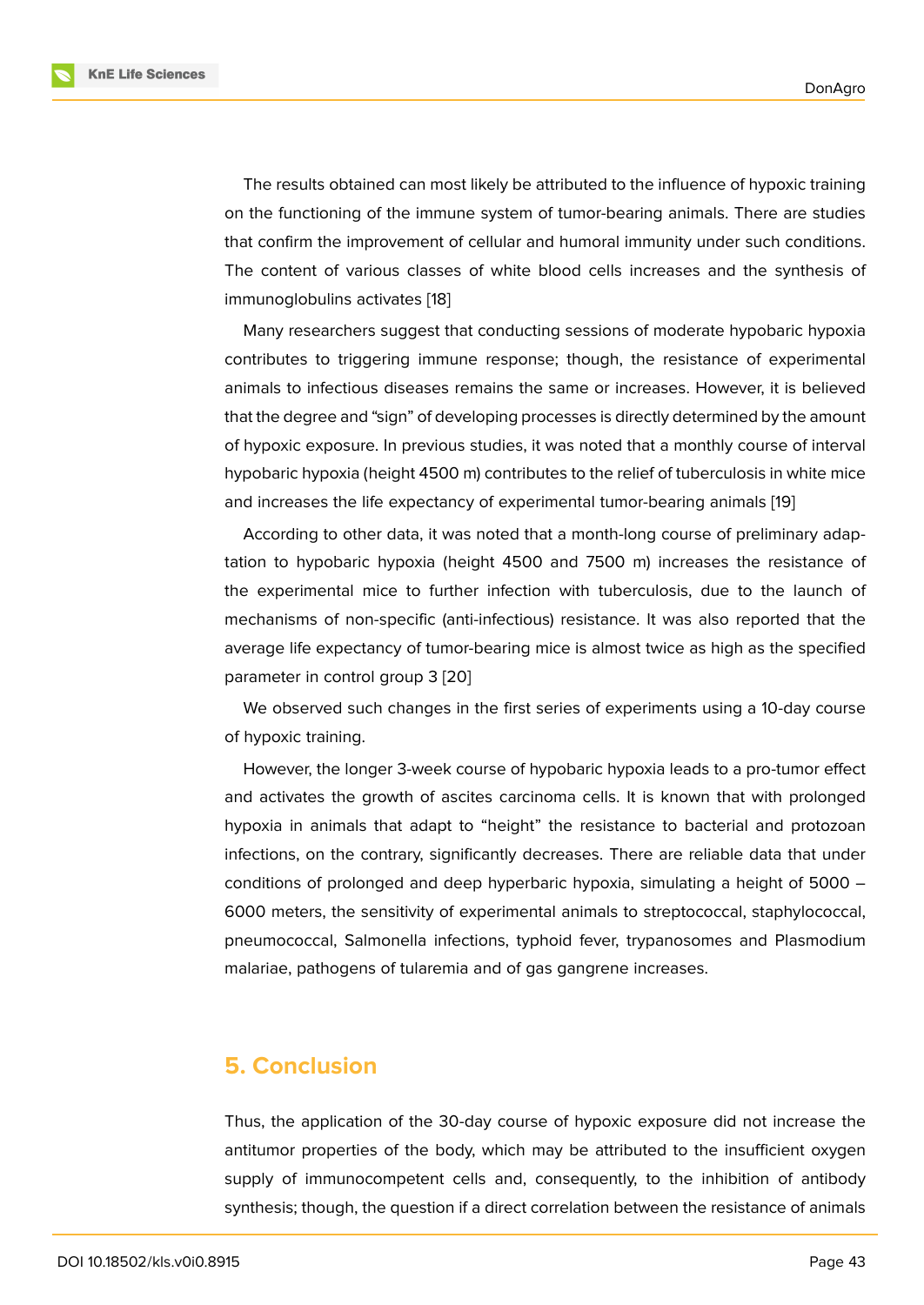The results obtained can most likely be attributed to the influence of hypoxic training on the functioning of the immune system of tumor-bearing animals. There are studies that confirm the improvement of cellular and humoral immunity under such conditions. The content of various classes of white blood cells increases and the synthesis of immunoglobulins activates [18]

Many researchers suggest that conducting sessions of moderate hypobaric hypoxia contributes to triggering immune response; though, the resistance of experimental animals to infectious diseases remains the same or increases. However, it is believed that the degree and "sign" of developing processes is directly determined by the amount of hypoxic exposure. In previous studies, it was noted that a monthly course of interval hypobaric hypoxia (height 4500 m) contributes to the relief of tuberculosis in white mice and increases the life expectancy of experimental tumor-bearing animals [19]

According to other data, it was noted that a month-long course of preliminary adaptation to hypobaric hypoxia (height 4500 and 7500 m) increases the resistance of the experimental mice to further infection with tuberculosis, due to the launch of mechanisms of non-specific (anti-infectious) resistance. It was also reported that the average life expectancy of tumor-bearing mice is almost twice as high as the specified parameter in control group 3 [20]

We observed such changes in the first series of experiments using a 10-day course of hypoxic training.

However, the longer 3-week course of hypobaric hypoxia leads to a pro-tumor effect and activates the growth of ascites carcinoma cells. It is known that with prolonged hypoxia in animals that adapt to "height" the resistance to bacterial and protozoan infections, on the contrary, significantly decreases. There are reliable data that under conditions of prolonged and deep hyperbaric hypoxia, simulating a height of 5000 – 6000 meters, the sensitivity of experimental animals to streptococcal, staphylococcal, pneumococcal, Salmonella infections, typhoid fever, trypanosomes and Plasmodium malariae, pathogens of tularemia and of gas gangrene increases.

## 5. Conclusion

Thus, the application of the 30-day course of hypoxic exposure did not increase the antitumor properties of the body, which may be attributed to the insufficient oxygen supply of immunocompetent cells and, consequently, to the inhibition of antibody synthesis; though, the question if a direct correlation between the resistance of animals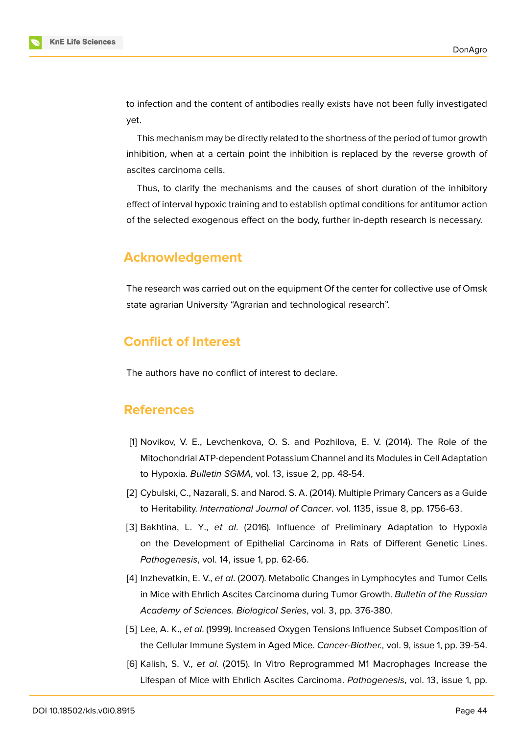to infection and the content of antibodies really exists have not been fully investigated yet.

This mechanism may be directly related to the shortness of the period of tumor growth inhibition, when at a certain point the inhibition is replaced by the reverse growth of ascites carcinoma cells.

Thus, to clarify the mechanisms and the causes of short duration of the inhibitory effect of interval hypoxic training and to establish optimal conditions for antitumor action of the selected exogenous effect on the body, further in-depth research is necessary.

## Acknowledgement

The research was carried out on the equipment Of the center for collective use of Omsk state agrarian University "Agrarian and technological research".

## Conflict of Interest

The authors have no conflict of interest to declare.

## References

[1] Novikov, V. E., Levchenkova, O. S. and Pozhilova, E. V. (2014). The Role of the Mitochondrial ATP-dependent Potassium Channel and its Modules in Cell Adaptation to Hypoxia. *Bulletin SGMA*, vol. 13, issue 2, pp. 48-54.

[2] Cybulski, C., Nazarali, S. and Narod. S. A. (2014). Multiple Primary Cancers as a Guide to Heritability. *International Journal of Cancer*. vol. 1135, issue 8, pp. 1756-63.

[3] Bakhtina, L. Y., *et al*. (2016). Influence of Preliminary Adaptation to Hypoxia on the Development of Epithelial Carcinoma in Rats of Different Genetic Lines. *Pathogenesis*, vol. 14, issue 1, pp. 62-66.

[4] Inzhevatkin, E. V., *et al*. (2007). Metabolic Changes in Lymphocytes and Tumor Cells in Mice with Ehrlich Ascites Carcinoma during Tumor Growth. *Bulletin of the Russian Academy of Sciences. Biological Series*, vol. 3, pp. 376-380.

[5] Lee, A. K., *et al*. (1999). Increased Oxygen Tensions Influence Subset Composition of the Cellular Immune System in Aged Mice. *Cancer-Biother.,* vol. 9, issue 1, pp. 39-54.

[6] Kalish, S. V., *et al*. (2015). In Vitro Reprogrammed M1 Macrophages Increase the Lifespan of Mice with Ehrlich Ascites Carcinoma. *Pathogenesis*, vol. 13, issue 1, pp.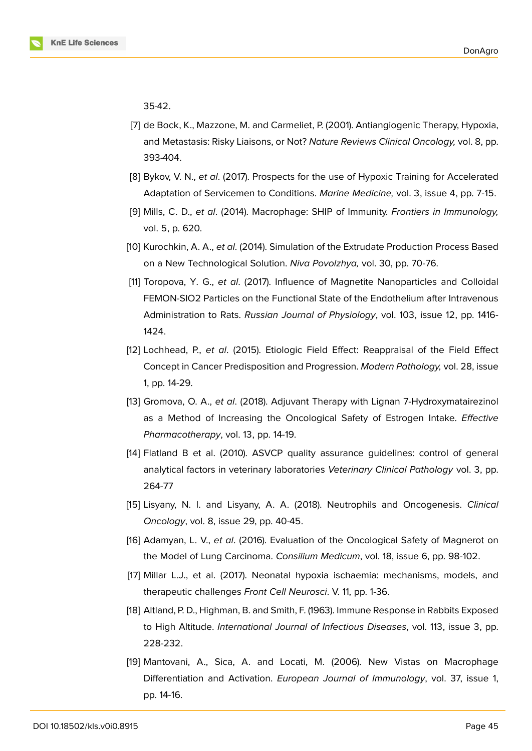35-42.

[7] de Bock, K., Mazzone, M. and Carmeliet, P. (2001). Antiangiogenic Therapy, Hypoxia, and Metastasis: Risky Liaisons, or Not? *Nature Reviews Clinical Oncology,* vol. 8, pp. 393-404.

[8] Bykov, V. N., *et al*. (2017). Prospects for the use of Hypoxic Training for Accelerated Adaptation of Servicemen to Conditions. *Marine Medicine,* vol. 3, issue 4, pp. 7-15.

[9] Mills, C. D., *et al*. (2014). Macrophage: SHIP of Immunity. *Frontiers in Immunology,* vol. 5, p. 620.

[10] Kurochkin, A. A., *et al*. (2014). Simulation of the Extrudate Production Process Based on a New Technological Solution. *Niva Povolzhya,* vol. 30, pp. 70-76.

[11] Toropova, Y. G., *et al*. (2017). Influence of Magnetite Nanoparticles and Colloidal FEMON-SIO2 Particles on the Functional State of the Endothelium after Intravenous Administration to Rats. *Russian Journal of Physiology*, vol. 103, issue 12, pp. 1416-1424.

[12] Lochhead, P., *et al*. (2015). Etiologic Field Effect: Reappraisal of the Field Effect Concept in Cancer Predisposition and Progression. *Modern Pathology,* vol. 28, issue 1, pp. 14-29.

[13] Gromova, O. A., *et al*. (2018). Adjuvant Therapy with Lignan 7-Hydroxymatairezinol as a Method of Increasing the Oncological Safety of Estrogen Intake. *Effective Pharmacotherapy*, vol. 13, pp. 14-19.

[14] Flatland B et al. (2010). ASVCP quality assurance guidelines: control of general analytical factors in veterinary laboratories *Veterinary Clinical Pathology* vol. 3, pp. 264-77

[15] Lisyany, N. I. and Lisyany, A. A. (2018). Neutrophils and Oncogenesis. *Clinical Oncology*, vol. 8, issue 29, pp. 40-45.

[16] Adamyan, L. V., *et al*. (2016). Evaluation of the Oncological Safety of Magnerot on the Model of Lung Carcinoma. *Consilium Medicum*, vol. 18, issue 6, pp. 98-102.

[17] Millar L.J., et al. (2017). Neonatal hypoxia ischaemia: mechanisms, models, and therapeutic challenges *Front Cell Neurosci*. V. 11, pp. 1-36.

[18] Altland, P. D., Highman, B. and Smith, F. (1963). Immune Response in Rabbits Exposed to High Altitude. *International Journal of Infectious Diseases*, vol. 113, issue 3, pp. 228-232.

[19] Mantovani, A., Sica, A. and Locati, M. (2006). New Vistas on Macrophage Differentiation and Activation. *European Journal of Immunology*, vol. 37, issue 1, pp. 14-16.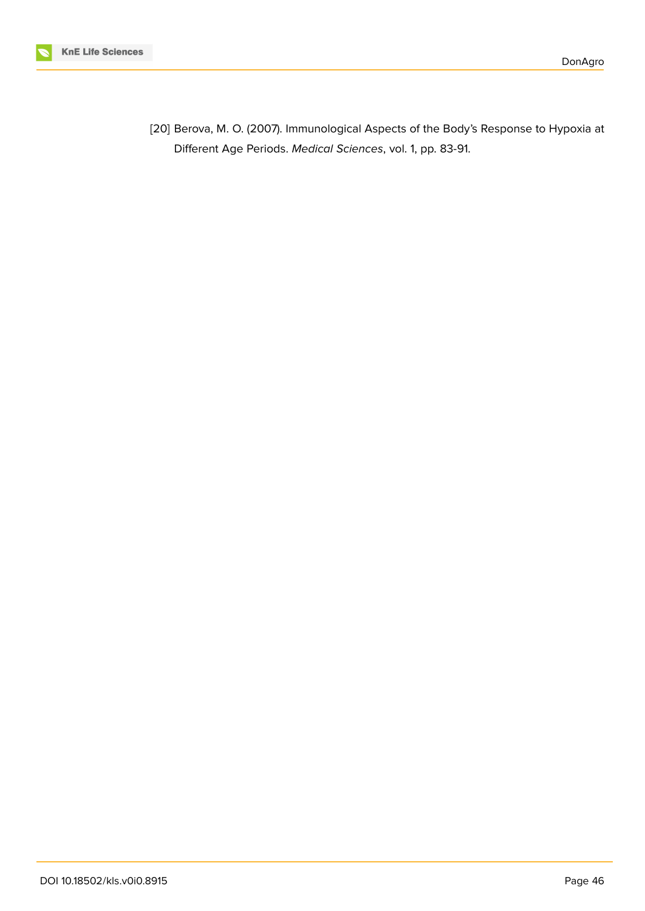[20] Berova, M. O. (2007). Immunological Aspects of the Body's Response to Hypoxia at Different Age Periods. *Medical Sciences*, vol. 1, pp. 83-91.